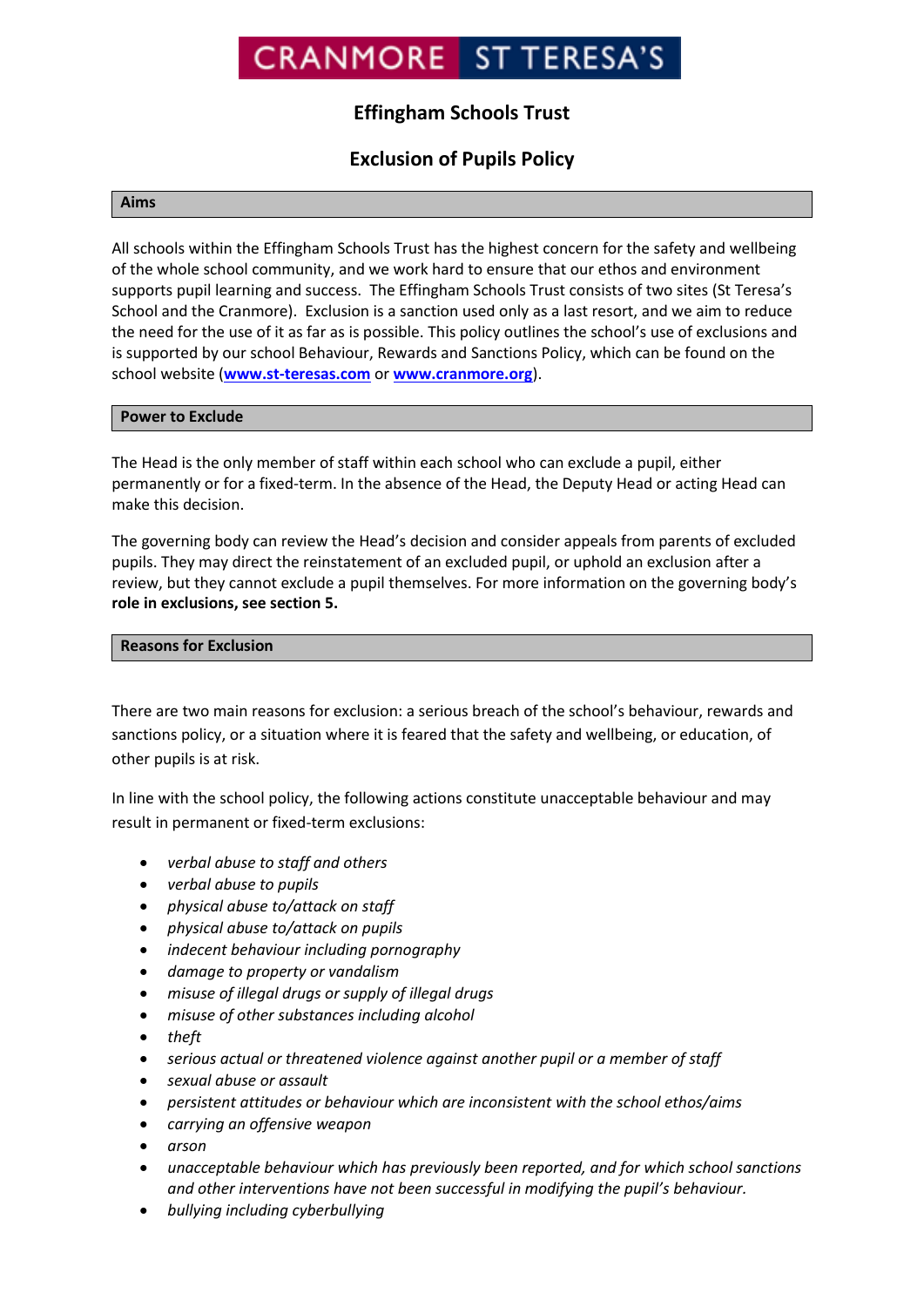CRANMORE ST TERESA'S

# Effingham Schools Trust

# Exclusion of Pupils Policy

## Aims

All schools within the Effingham Schools Trust has the highest concern for the safety and wellbeing of the whole school community, and we work hard to ensure that our ethos and environment supports pupil learning and success. The Effingham Schools Trust consists of two sites (St Teresa's School and the Cranmore). Exclusion is a sanction used only as a last resort, and we aim to reduce the need for the use of it as far as is possible. This policy outlines the school's use of exclusions and is supported by our school Behaviour, Rewards and Sanctions Policy, which can be found on the school website (**www.st-teresas.com** or **www.cranmore.org**).

## Power to Exclude

The Head is the only member of staff within each school who can exclude a pupil, either permanently or for a fixed-term. In the absence of the Head, the Deputy Head or acting Head can make this decision.

The governing body can review the Head's decision and consider appeals from parents of excluded pupils. They may direct the reinstatement of an excluded pupil, or uphold an exclusion after a review, but they cannot exclude a pupil themselves. For more information on the governing body's **role in exclusions, see section 5.**

## Reasons for Exclusion

There are two main reasons for exclusion: a serious breach of the school's behaviour, rewards and sanctions policy, or a situation where it is feared that the safety and wellbeing, or education, of other pupils is at risk.

In line with the school policy, the following actions constitute unacceptable behaviour and may result in permanent or fixed-term exclusions:

- *verbal abuse to staff and others*
- *verbal abuse to pupils*
- *physical abuse to/attack on staff*
- *physical abuse to/attack on pupils*
- *indecent behaviour including pornography*
- *damage to property or vandalism*
- *misuse of illegal drugs or supply of illegal drugs*
- *misuse of other substances including alcohol*
- *theft*
- *serious actual or threatened violence against another pupil or a member of staff*
- *sexual abuse or assault*
- *persistent attitudes or behaviour which are inconsistent with the school ethos/aims*
- *carrying an offensive weapon*
- *arson*
- *unacceptable behaviour which has previously been reported, and for which school sanctions and other interventions have not been successful in modifying the pupil's behaviour.*
- *bullying including cyberbullying*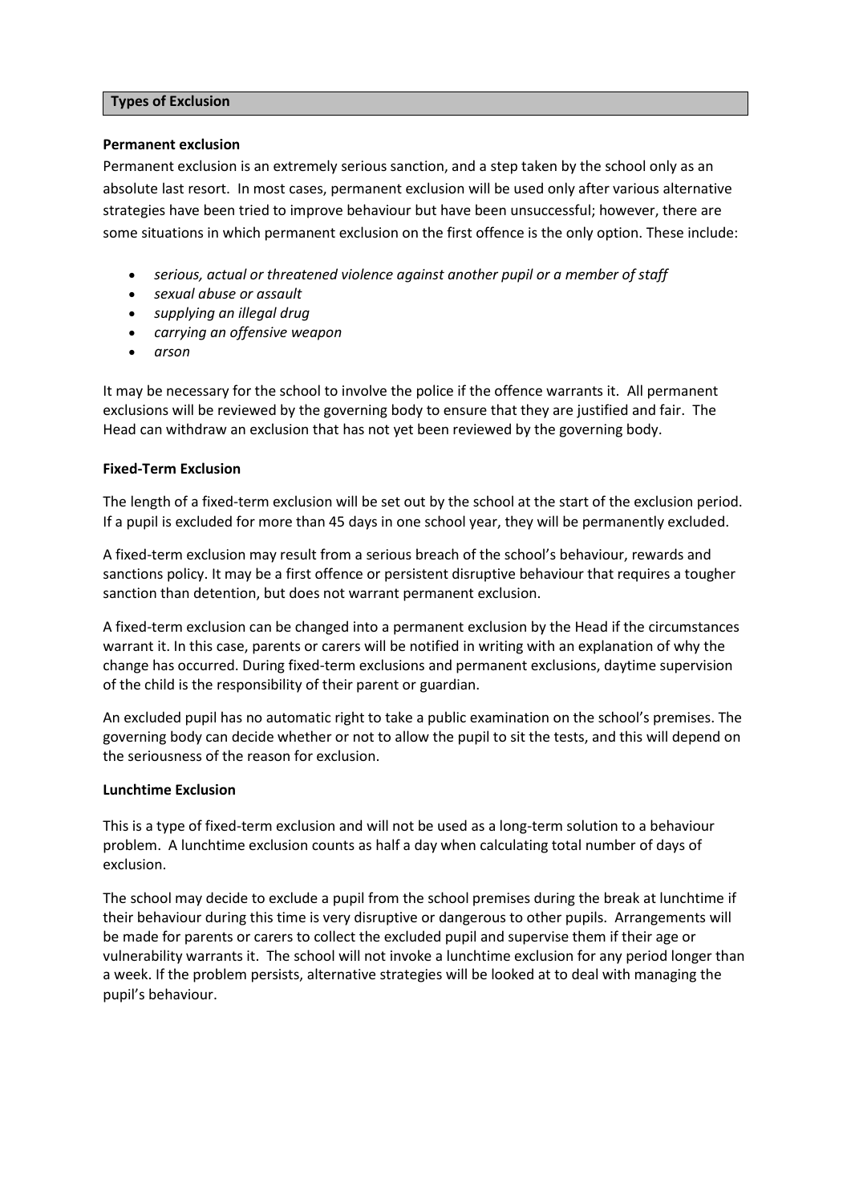## Types of Exclusion

**Permanent exclusion**

Permanent exclusion is an extremely serious sanction, and a step taken by the school only as an absolute last resort. In most cases, permanent exclusion will be used only after various alternative strategies have been tried to improve behaviour but have been unsuccessful; however, there are some situations in which permanent exclusion on the first offence is the only option. These include:

- *serious, actual or threatened violence against another pupil or a member of staff*
- *sexual abuse or assault*
- *supplying an illegal drug*
- *carrying an offensive weapon*
- *arson*

It may be necessary for the school to involve the police if the offence warrants it. All permanent exclusions will be reviewed by the governing body to ensure that they are justified and fair. The Head can withdraw an exclusion that has not yet been reviewed by the governing body.

**Fixed-Term Exclusion**

The length of a fixed-term exclusion will be set out by the school at the start of the exclusion period. If a pupil is excluded for more than 45 days in one school year, they will be permanently excluded.

A fixed-term exclusion may result from a serious breach of the school's behaviour, rewards and sanctions policy. It may be a first offence or persistent disruptive behaviour that requires a tougher sanction than detention, but does not warrant permanent exclusion.

A fixed-term exclusion can be changed into a permanent exclusion by the Head if the circumstances warrant it. In this case, parents or carers will be notified in writing with an explanation of why the change has occurred. During fixed-term exclusions and permanent exclusions, daytime supervision of the child is the responsibility of their parent or guardian.

An excluded pupil has no automatic right to take a public examination on the school's premises. The governing body can decide whether or not to allow the pupil to sit the tests, and this will depend on the seriousness of the reason for exclusion.

**Lunchtime Exclusion**

This is a type of fixed-term exclusion and will not be used as a long-term solution to a behaviour problem. A lunchtime exclusion counts as half a day when calculating total number of days of exclusion.

The school may decide to exclude a pupil from the school premises during the break at lunchtime if their behaviour during this time is very disruptive or dangerous to other pupils. Arrangements will be made for parents or carers to collect the excluded pupil and supervise them if their age or vulnerability warrants it. The school will not invoke a lunchtime exclusion for any period longer than a week. If the problem persists, alternative strategies will be looked at to deal with managing the pupil's behaviour.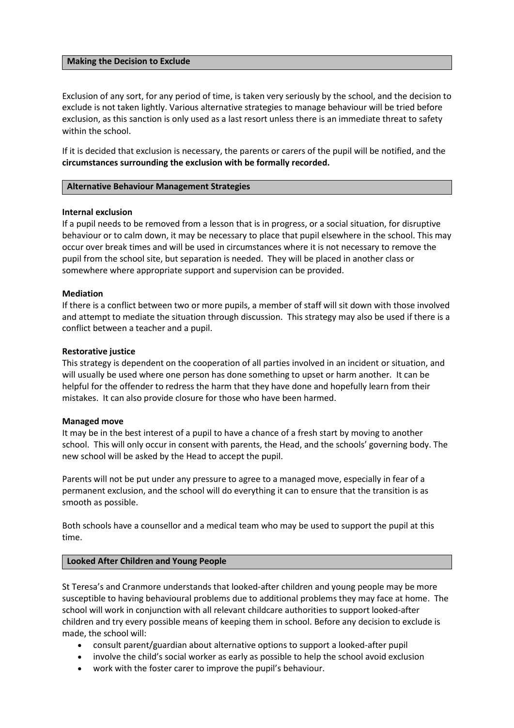## Making the Decision to Exclude

Exclusion of any sort, for any period of time, is taken very seriously by the school, and the decision to exclude is not taken lightly. Various alternative strategies to manage behaviour will be tried before exclusion, as this sanction is only used as a last resort unless there is an immediate threat to safety within the school.

If it is decided that exclusion is necessary, the parents or carers of the pupil will be notified, and the **circumstances surrounding the exclusion with be formally recorded.**

## Alternative Behaviour Management Strategies

**Internal exclusion**
If a pupil needs to be removed from a lesson that is in progress, or a social situation, for disruptive behaviour or to calm down, it may be necessary to place that pupil elsewhere in the school. This may occur over break times and will be used in circumstances where it is not necessary to remove the pupil from the school site, but separation is needed. They will be placed in another class or somewhere where appropriate support and supervision can be provided.

**Mediation**
If there is a conflict between two or more pupils, a member of staff will sit down with those involved and attempt to mediate the situation through discussion. This strategy may also be used if there is a conflict between a teacher and a pupil.

**Restorative justice**
This strategy is dependent on the cooperation of all parties involved in an incident or situation, and will usually be used where one person has done something to upset or harm another. It can be helpful for the offender to redress the harm that they have done and hopefully learn from their mistakes. It can also provide closure for those who have been harmed.

**Managed move**
It may be in the best interest of a pupil to have a chance of a fresh start by moving to another school. This will only occur in consent with parents, the Head, and the schools' governing body. The new school will be asked by the Head to accept the pupil.

Parents will not be put under any pressure to agree to a managed move, especially in fear of a permanent exclusion, and the school will do everything it can to ensure that the transition is as smooth as possible.

Both schools have a counsellor and a medical team who may be used to support the pupil at this time.

## Looked After Children and Young People

St Teresa's and Cranmore understands that looked-after children and young people may be more susceptible to having behavioural problems due to additional problems they may face at home. The school will work in conjunction with all relevant childcare authorities to support looked-after children and try every possible means of keeping them in school. Before any decision to exclude is made, the school will:

- consult parent/guardian about alternative options to support a looked-after pupil
- involve the child's social worker as early as possible to help the school avoid exclusion
- work with the foster carer to improve the pupil's behaviour.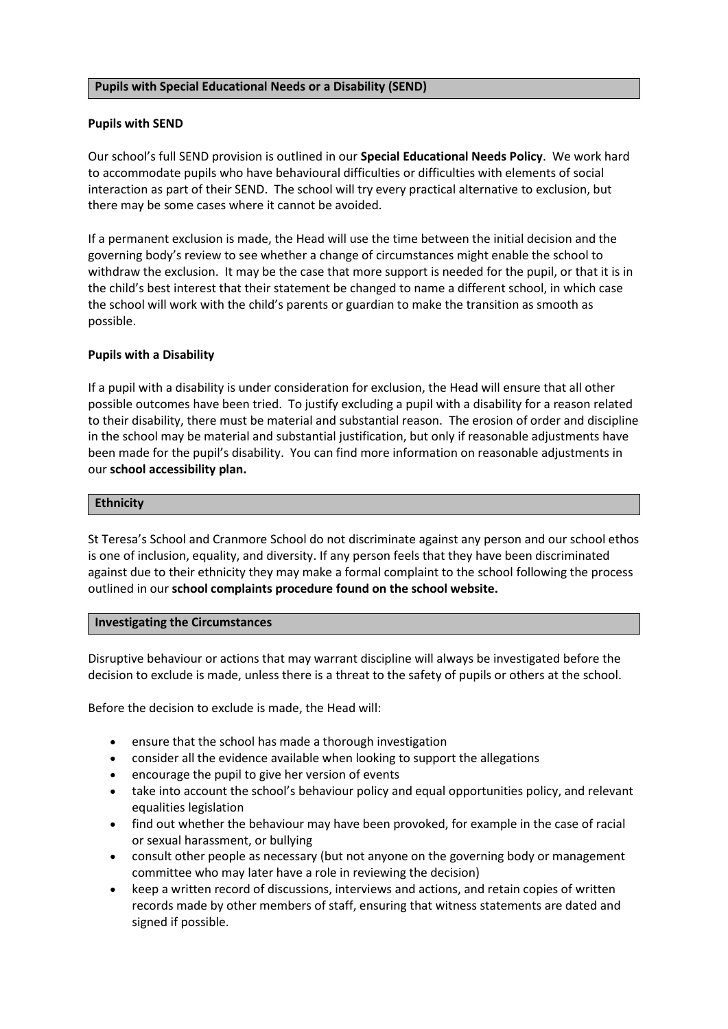## Pupils with Special Educational Needs or a Disability (SEND)

### Pupils with SEND

Our school's full SEND provision is outlined in our **Special Educational Needs Policy**. We work hard to accommodate pupils who have behavioural difficulties or difficulties with elements of social interaction as part of their SEND. The school will try every practical alternative to exclusion, but there may be some cases where it cannot be avoided.

If a permanent exclusion is made, the Head will use the time between the initial decision and the governing body's review to see whether a change of circumstances might enable the school to withdraw the exclusion. It may be the case that more support is needed for the pupil, or that it is in the child's best interest that their statement be changed to name a different school, in which case the school will work with the child's parents or guardian to make the transition as smooth as possible.

### Pupils with a Disability

If a pupil with a disability is under consideration for exclusion, the Head will ensure that all other possible outcomes have been tried. To justify excluding a pupil with a disability for a reason related to their disability, there must be material and substantial reason. The erosion of order and discipline in the school may be material and substantial justification, but only if reasonable adjustments have been made for the pupil's disability. You can find more information on reasonable adjustments in our **school accessibility plan.**

## Ethnicity

St Teresa's School and Cranmore School do not discriminate against any person and our school ethos is one of inclusion, equality, and diversity. If any person feels that they have been discriminated against due to their ethnicity they may make a formal complaint to the school following the process outlined in our **school complaints procedure found on the school website.**

## Investigating the Circumstances

Disruptive behaviour or actions that may warrant discipline will always be investigated before the decision to exclude is made, unless there is a threat to the safety of pupils or others at the school.

Before the decision to exclude is made, the Head will:

- ensure that the school has made a thorough investigation
- consider all the evidence available when looking to support the allegations
- encourage the pupil to give her version of events
- take into account the school's behaviour policy and equal opportunities policy, and relevant equalities legislation
- find out whether the behaviour may have been provoked, for example in the case of racial or sexual harassment, or bullying
- consult other people as necessary (but not anyone on the governing body or management committee who may later have a role in reviewing the decision)
- keep a written record of discussions, interviews and actions, and retain copies of written records made by other members of staff, ensuring that witness statements are dated and signed if possible.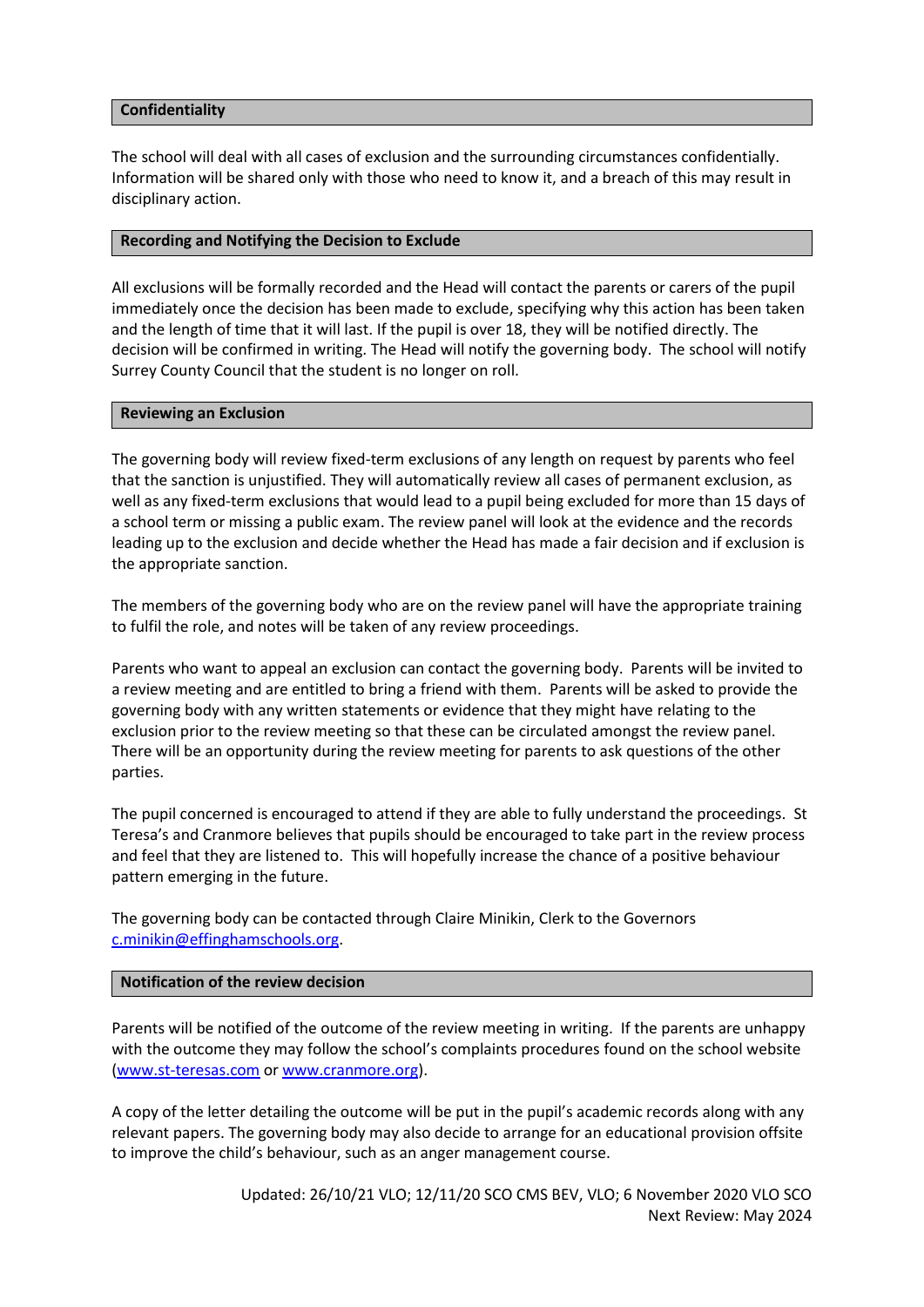## Confidentiality

The school will deal with all cases of exclusion and the surrounding circumstances confidentially. Information will be shared only with those who need to know it, and a breach of this may result in disciplinary action.

## Recording and Notifying the Decision to Exclude

All exclusions will be formally recorded and the Head will contact the parents or carers of the pupil immediately once the decision has been made to exclude, specifying why this action has been taken and the length of time that it will last. If the pupil is over 18, they will be notified directly. The decision will be confirmed in writing. The Head will notify the governing body. The school will notify Surrey County Council that the student is no longer on roll.

## Reviewing an Exclusion

The governing body will review fixed-term exclusions of any length on request by parents who feel that the sanction is unjustified. They will automatically review all cases of permanent exclusion, as well as any fixed-term exclusions that would lead to a pupil being excluded for more than 15 days of a school term or missing a public exam. The review panel will look at the evidence and the records leading up to the exclusion and decide whether the Head has made a fair decision and if exclusion is the appropriate sanction.

The members of the governing body who are on the review panel will have the appropriate training to fulfil the role, and notes will be taken of any review proceedings.

Parents who want to appeal an exclusion can contact the governing body. Parents will be invited to a review meeting and are entitled to bring a friend with them. Parents will be asked to provide the governing body with any written statements or evidence that they might have relating to the exclusion prior to the review meeting so that these can be circulated amongst the review panel. There will be an opportunity during the review meeting for parents to ask questions of the other parties.

The pupil concerned is encouraged to attend if they are able to fully understand the proceedings. St Teresa's and Cranmore believes that pupils should be encouraged to take part in the review process and feel that they are listened to. This will hopefully increase the chance of a positive behaviour pattern emerging in the future.

The governing body can be contacted through Claire Minikin, Clerk to the Governors [c.minikin@effinghamschools.org](mailto:c.minikin@effinghamschools.org).

## Notification of the review decision

Parents will be notified of the outcome of the review meeting in writing. If the parents are unhappy with the outcome they may follow the school's complaints procedures found on the school website ([www.st-teresas.com](http://www.st-teresas.com) or [www.cranmore.org](http://www.cranmore.org)).

A copy of the letter detailing the outcome will be put in the pupil's academic records along with any relevant papers. The governing body may also decide to arrange for an educational provision offsite to improve the child's behaviour, such as an anger management course.

Updated: 26/10/21 VLO; 12/11/20 SCO CMS BEV, VLO; 6 November 2020 VLO SCO
Next Review: May 2024